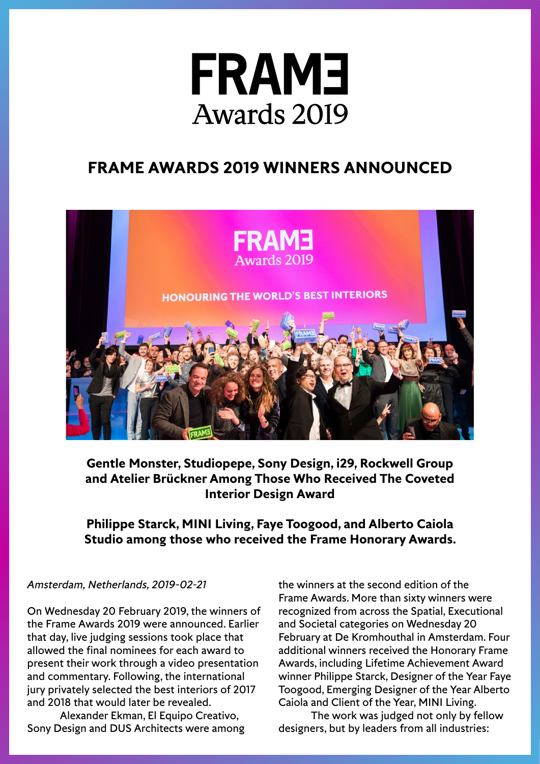# FRAME Awards 2019

## FRAME AWARDS 2019 WINNERS ANNOUNCED

**Gentle Monster, Studiopepe, Sony Design, i29, Rockwell Group and Atelier Brückner Among Those Who Received The Coveted Interior Design Award**

**Philippe Starck, MINI Living, Faye Toogood, and Alberto Caiola Studio among those who received the Frame Honorary Awards.**

*Amsterdam, Netherlands, 2019-02-21*

On Wednesday 20 February 2019, the winners of the Frame Awards 2019 were announced. Earlier that day, live judging sessions took place that allowed the final nominees for each award to present their work through a video presentation and commentary. Following, the international jury privately selected the best interiors of 2017 and 2018 that would later be revealed.

Alexander Ekman, El Equipo Creativo, Sony Design and DUS Architects were among the winners at the second edition of the Frame Awards. More than sixty winners were recognized from across the Spatial, Executional and Societal categories on Wednesday 20 February at De Kromhouthal in Amsterdam. Four additional winners received the Honorary Frame Awards, including Lifetime Achievement Award winner Philippe Starck, Designer of the Year Faye Toogood, Emerging Designer of the Year Alberto Caiola and Client of the Year, MINI Living.

The work was judged not only by fellow designers, but by leaders from all industries: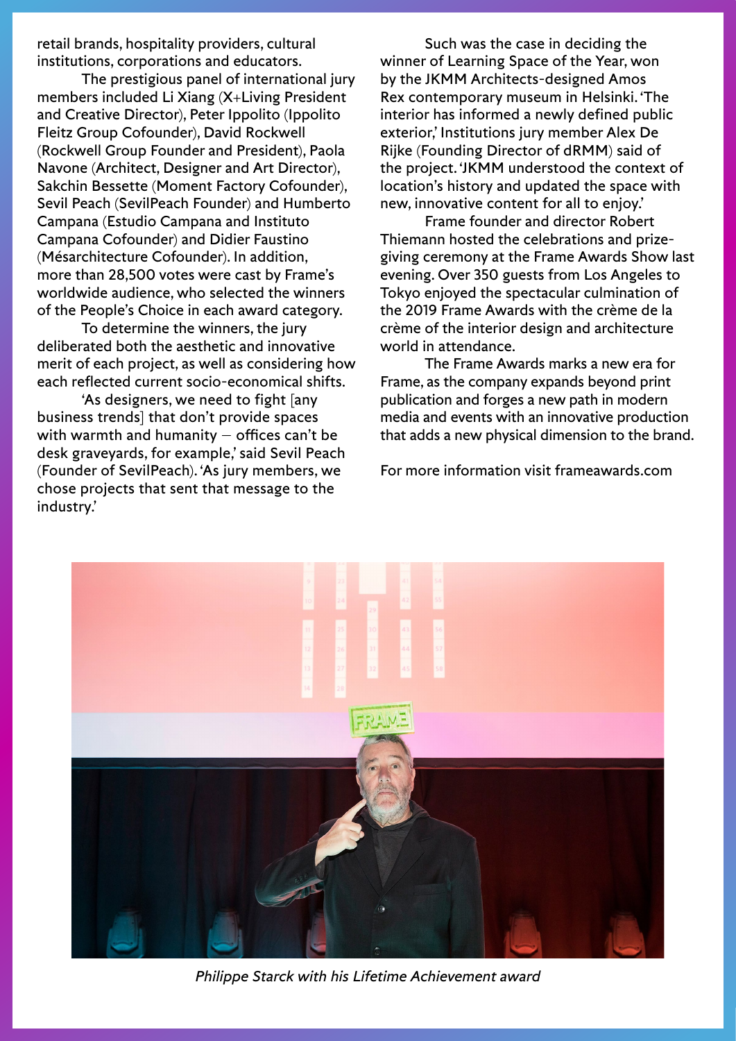retail brands, hospitality providers, cultural institutions, corporations and educators.

The prestigious panel of international jury members included Li Xiang (X+Living President and Creative Director), Peter Ippolito (Ippolito Fleitz Group Cofounder), David Rockwell (Rockwell Group Founder and President), Paola Navone (Architect, Designer and Art Director), Sakchin Bessette (Moment Factory Cofounder), Sevil Peach (SevilPeach Founder) and Humberto Campana (Estudio Campana and Instituto Campana Cofounder) and Didier Faustino (Mésarchitecture Cofounder). In addition, more than 28,500 votes were cast by Frame's worldwide audience, who selected the winners of the People's Choice in each award category.

To determine the winners, the jury deliberated both the aesthetic and innovative merit of each project, as well as considering how each reflected current socio-economical shifts.

'As designers, we need to fight [any business trends] that don't provide spaces with warmth and humanity – offices can't be desk graveyards, for example,' said Sevil Peach (Founder of SevilPeach). 'As jury members, we chose projects that sent that message to the industry.'

Such was the case in deciding the winner of Learning Space of the Year, won by the JKMM Architects-designed Amos Rex contemporary museum in Helsinki. 'The interior has informed a newly defined public exterior,' Institutions jury member Alex De Rijke (Founding Director of dRMM) said of the project. 'JKMM understood the context of location's history and updated the space with new, innovative content for all to enjoy.'

Frame founder and director Robert Thiemann hosted the celebrations and prize-giving ceremony at the Frame Awards Show last evening. Over 350 guests from Los Angeles to Tokyo enjoyed the spectacular culmination of the 2019 Frame Awards with the crème de la crème of the interior design and architecture world in attendance.

The Frame Awards marks a new era for Frame, as the company expands beyond print publication and forges a new path in modern media and events with an innovative production that adds a new physical dimension to the brand.

For more information visit frameawards.com

*Philippe Starck with his Lifetime Achievement award*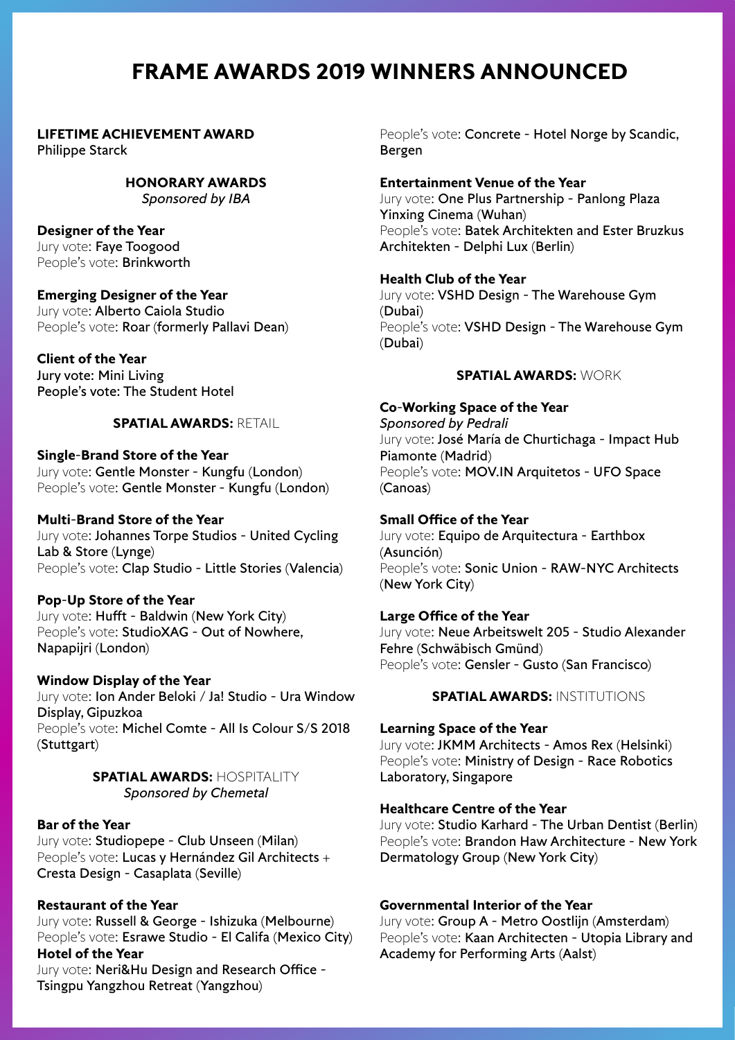# FRAME AWARDS 2019 WINNERS ANNOUNCED

**LIFETIME ACHIEVEMENT AWARD**
Philippe Starck

**HONORARY AWARDS**
*Sponsored by IBA*

**Designer of the Year**
Jury vote: Faye Toogood
People's vote: Brinkworth

**Emerging Designer of the Year**
Jury vote: Alberto Caiola Studio
People's vote: Roar (formerly Pallavi Dean)

**Client of the Year**
Jury vote: Mini Living
People's vote: The Student Hotel

**SPATIAL AWARDS:** RETAIL

**Single-Brand Store of the Year**
Jury vote: Gentle Monster - Kungfu (London)
People's vote: Gentle Monster - Kungfu (London)

**Multi-Brand Store of the Year**
Jury vote: Johannes Torpe Studios - United Cycling Lab & Store (Lynge)
People's vote: Clap Studio - Little Stories (Valencia)

**Pop-Up Store of the Year**
Jury vote: Hufft - Baldwin (New York City)
People's vote: StudioXAG - Out of Nowhere, Napapijri (London)

**Window Display of the Year**
Jury vote: Ion Ander Beloki / Ja! Studio - Ura Window Display, Gipuzkoa
People's vote: Michel Comte - All Is Colour S/S 2018 (Stuttgart)

**SPATIAL AWARDS:** HOSPITALITY
*Sponsored by Chemetal*

**Bar of the Year**
Jury vote: Studiopepe - Club Unseen (Milan)
People's vote: Lucas y Hernández Gil Architects + Cresta Design - Casaplata (Seville)

**Restaurant of the Year**
Jury vote: Russell & George - Ishizuka (Melbourne)
People's vote: Esrawe Studio - El Califa (Mexico City)

**Hotel of the Year**
Jury vote: Neri&Hu Design and Research Office - Tsingpu Yangzhou Retreat (Yangzhou)
People's vote: Concrete - Hotel Norge by Scandic, Bergen

**Entertainment Venue of the Year**
Jury vote: One Plus Partnership - Panlong Plaza Yinxing Cinema (Wuhan)
People's vote: Batek Architekten and Ester Bruzkus Architekten - Delphi Lux (Berlin)

**Health Club of the Year**
Jury vote: VSHD Design - The Warehouse Gym (Dubai)
People's vote: VSHD Design - The Warehouse Gym (Dubai)

**SPATIAL AWARDS:** WORK

**Co-Working Space of the Year**
*Sponsored by Pedrali*
Jury vote: José María de Churtichaga - Impact Hub Piamonte (Madrid)
People's vote: MOV.IN Arquitetos - UFO Space (Canoas)

**Small Office of the Year**
Jury vote: Equipo de Arquitectura - Earthbox (Asunción)
People's vote: Sonic Union - RAW-NYC Architects (New York City)

**Large Office of the Year**
Jury vote: Neue Arbeitswelt 205 - Studio Alexander Fehre (Schwäbisch Gmünd)
People's vote: Gensler - Gusto (San Francisco)

**SPATIAL AWARDS:** INSTITUTIONS

**Learning Space of the Year**
Jury vote: JKMM Architects - Amos Rex (Helsinki)
People's vote: Ministry of Design - Race Robotics Laboratory, Singapore

**Healthcare Centre of the Year**
Jury vote: Studio Karhard - The Urban Dentist (Berlin)
People's vote: Brandon Haw Architecture - New York Dermatology Group (New York City)

**Governmental Interior of the Year**
Jury vote: Group A - Metro Oostlijn (Amsterdam)
People's vote: Kaan Architecten - Utopia Library and Academy for Performing Arts (Aalst)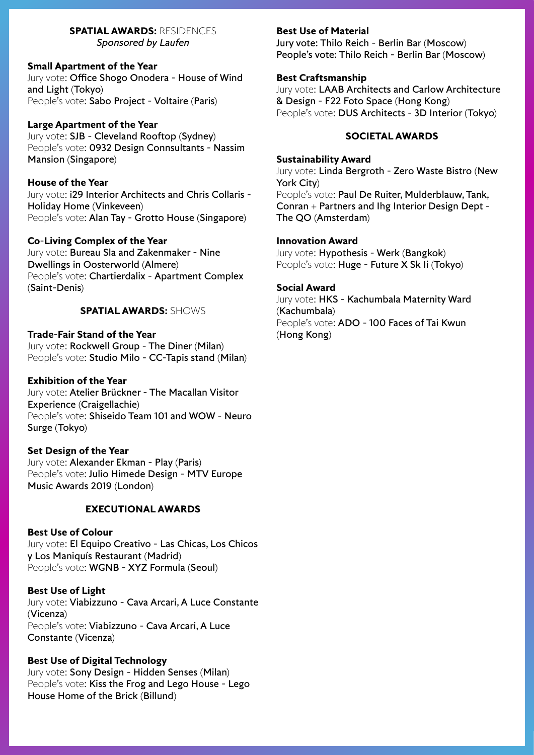## **SPATIAL AWARDS:** RESIDENCES

*Sponsored by Laufen*

**Small Apartment of the Year**
Jury vote: Office Shogo Onodera - House of Wind and Light (Tokyo)
People's vote: Sabo Project - Voltaire (Paris)

**Large Apartment of the Year**
Jury vote: SJB - Cleveland Rooftop (Sydney)
People's vote: 0932 Design Connsultants - Nassim Mansion (Singapore)

**House of the Year**
Jury vote: i29 Interior Architects and Chris Collaris - Holiday Home (Vinkeveen)
People's vote: Alan Tay - Grotto House (Singapore)

**Co-Living Complex of the Year**
Jury vote: Bureau Sla and Zakenmaker - Nine Dwellings in Oosterworld (Almere)
People's vote: Chartierdalix - Apartment Complex (Saint-Denis)

## **SPATIAL AWARDS:** SHOWS

**Trade-Fair Stand of the Year**
Jury vote: Rockwell Group - The Diner (Milan)
People's vote: Studio Milo - CC-Tapis stand (Milan)

**Exhibition of the Year**
Jury vote: Atelier Brückner - The Macallan Visitor Experience (Craigellachie)
People's vote: Shiseido Team 101 and WOW - Neuro Surge (Tokyo)

**Set Design of the Year**
Jury vote: Alexander Ekman - Play (Paris)
People's vote: Julio Himede Design - MTV Europe Music Awards 2019 (London)

## **EXECUTIONAL AWARDS**

**Best Use of Colour**
Jury vote: El Equipo Creativo - Las Chicas, Los Chicos y Los Maniquís Restaurant (Madrid)
People's vote: WGNB - XYZ Formula (Seoul)

**Best Use of Light**
Jury vote: Viabizzuno - Cava Arcari, A Luce Constante (Vicenza)
People's vote: Viabizzuno - Cava Arcari, A Luce Constante (Vicenza)

**Best Use of Digital Technology**
Jury vote: Sony Design - Hidden Senses (Milan)
People's vote: Kiss the Frog and Lego House - Lego House Home of the Brick (Billund)

**Best Use of Material**
Jury vote: Thilo Reich - Berlin Bar (Moscow)
People's vote: Thilo Reich - Berlin Bar (Moscow)

**Best Craftsmanship**
Jury vote: LAAB Architects and Carlow Architecture & Design - F22 Foto Space (Hong Kong)
People's vote: DUS Architects - 3D Interior (Tokyo)

## **SOCIETAL AWARDS**

**Sustainability Award**
Jury vote: Linda Bergroth - Zero Waste Bistro (New York City)
People's vote: Paul De Ruiter, Mulderblauw, Tank, Conran + Partners and Ihg Interior Design Dept - The QO (Amsterdam)

**Innovation Award**
Jury vote: Hypothesis - Werk (Bangkok)
People's vote: Huge - Future X Sk Ii (Tokyo)

**Social Award**
Jury vote: HKS - Kachumbala Maternity Ward (Kachumbala)
People's vote: ADO - 100 Faces of Tai Kwun (Hong Kong)